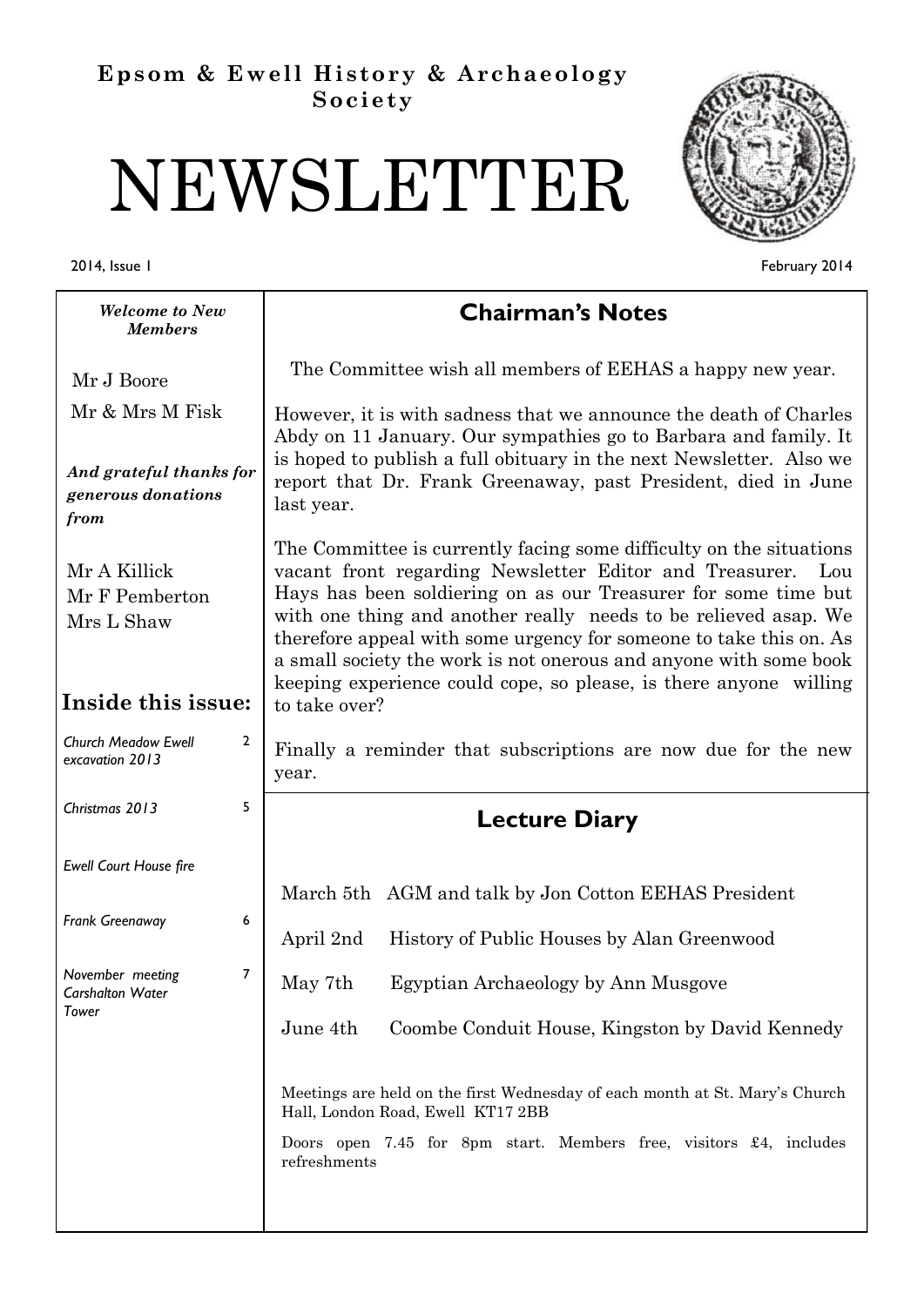**Epsom & Ewell History & Archaeology Society**

# NEWSLETTER

2014, Issue 1

February 2014

## Chairman's Notes

The Committee wish all members of EEHAS a happy new year.

However, it is with sadness that we announce the death of Charles Abdy on 11 January. Our sympathies go to Barbara and family. It is hoped to publish a full obituary in the next Newsletter. Also we report that Dr. Frank Greenaway, past President, died in June last year.

The Committee is currently facing some difficulty on the situations vacant front regarding Newsletter Editor and Treasurer. Lou Hays has been soldiering on as our Treasurer for some time but with one thing and another really needs to be relieved asap. We therefore appeal with some urgency for someone to take this on. As a small society the work is not onerous and anyone with some book keeping experience could cope, so please, is there anyone willing to take over?

Finally a reminder that subscriptions are now due for the new year.

## Lecture Diary

| | |
|---|---|
| March 5th | AGM and talk by Jon Cotton EEHAS President |
| April 2nd | History of Public Houses by Alan Greenwood |
| May 7th | Egyptian Archaeology by Ann Musgove |
| June 4th | Coombe Conduit House, Kingston by David Kennedy |

Meetings are held on the first Wednesday of each month at St. Mary's Church Hall, London Road, Ewell KT17 2BB

Doors open 7.45 for 8pm start. Members free, visitors £4, includes refreshments

***Welcome to New Members***

Mr J Boore

Mr & Mrs M Fisk

***And grateful thanks for generous donations from***

Mr A Killick

Mr F Pemberton

Mrs L Shaw

### Inside this issue:

| | |
|---|---|
| *Church Meadow Ewell excavation 2013* | 2 |
| *Christmas 2013* | 5 |
| *Ewell Court House fire* | |
| *Frank Greenaway* | 6 |
| *November meeting Carshalton Water Tower* | 7 |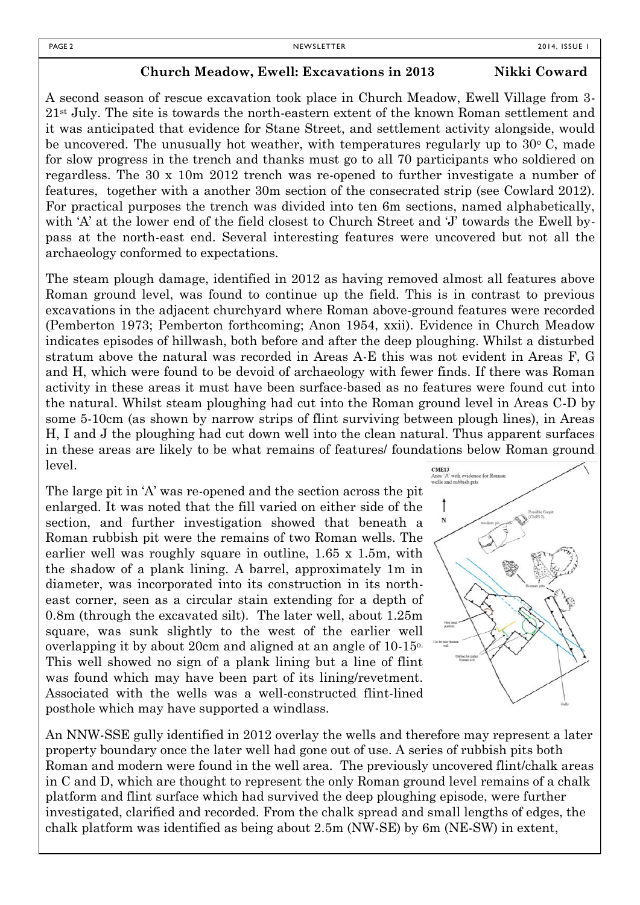## Church Meadow, Ewell: Excavations in 2013 — Nikki Coward

A second season of rescue excavation took place in Church Meadow, Ewell Village from 3-21st July. The site is towards the north-eastern extent of the known Roman settlement and it was anticipated that evidence for Stane Street, and settlement activity alongside, would be uncovered. The unusually hot weather, with temperatures regularly up to 30° C, made for slow progress in the trench and thanks must go to all 70 participants who soldiered on regardless. The 30 x 10m 2012 trench was re-opened to further investigate a number of features, together with a another 30m section of the consecrated strip (see Cowlard 2012). For practical purposes the trench was divided into ten 6m sections, named alphabetically, with 'A' at the lower end of the field closest to Church Street and 'J' towards the Ewell by-pass at the north-east end. Several interesting features were uncovered but not all the archaeology conformed to expectations.

The steam plough damage, identified in 2012 as having removed almost all features above Roman ground level, was found to continue up the field. This is in contrast to previous excavations in the adjacent churchyard where Roman above-ground features were recorded (Pemberton 1973; Pemberton forthcoming; Anon 1954, xxii). Evidence in Church Meadow indicates episodes of hillwash, both before and after the deep ploughing. Whilst a disturbed stratum above the natural was recorded in Areas A-E this was not evident in Areas F, G and H, which were found to be devoid of archaeology with fewer finds. If there was Roman activity in these areas it must have been surface-based as no features were found cut into the natural. Whilst steam ploughing had cut into the Roman ground level in Areas C-D by some 5-10cm (as shown by narrow strips of flint surviving between plough lines), in Areas H, I and J the ploughing had cut down well into the clean natural. Thus apparent surfaces in these areas are likely to be what remains of features/ foundations below Roman ground level.

The large pit in 'A' was re-opened and the section across the pit enlarged. It was noted that the fill varied on either side of the section, and further investigation showed that beneath a Roman rubbish pit were the remains of two Roman wells. The earlier well was roughly square in outline, 1.65 x 1.5m, with the shadow of a plank lining. A barrel, approximately 1m in diameter, was incorporated into its construction in its north-east corner, seen as a circular stain extending for a depth of 0.8m (through the excavated silt). The later well, about 1.25m square, was sunk slightly to the west of the earlier well overlapping it by about 20cm and aligned at an angle of 10-15°. This well showed no sign of a plank lining but a line of flint was found which may have been part of its lining/revetment. Associated with the wells was a well-constructed flint-lined posthole which may have supported a windlass.

CME13
Area 'A' with evidence for Roman wells and rubbish pits

An NNW-SSE gully identified in 2012 overlay the wells and therefore may represent a later property boundary once the later well had gone out of use. A series of rubbish pits both Roman and modern were found in the well area. The previously uncovered flint/chalk areas in C and D, which are thought to represent the only Roman ground level remains of a chalk platform and flint surface which had survived the deep ploughing episode, were further investigated, clarified and recorded. From the chalk spread and small lengths of edges, the chalk platform was identified as being about 2.5m (NW-SE) by 6m (NE-SW) in extent,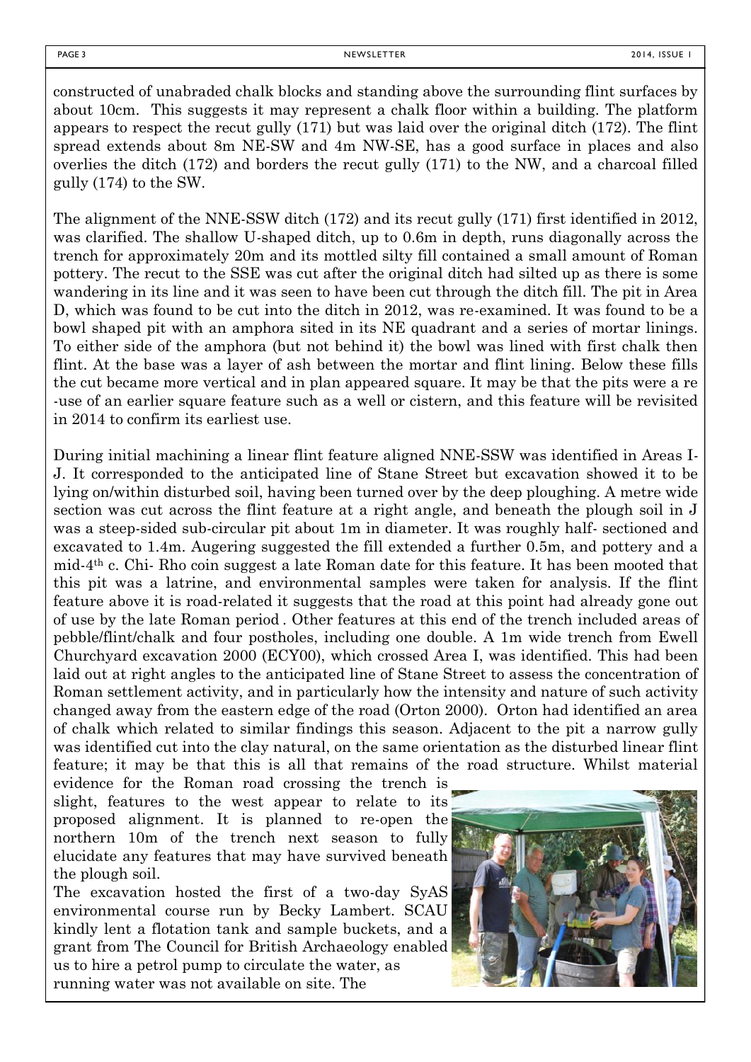constructed of unabraded chalk blocks and standing above the surrounding flint surfaces by about 10cm. This suggests it may represent a chalk floor within a building. The platform appears to respect the recut gully (171) but was laid over the original ditch (172). The flint spread extends about 8m NE-SW and 4m NW-SE, has a good surface in places and also overlies the ditch (172) and borders the recut gully (171) to the NW, and a charcoal filled gully (174) to the SW.

The alignment of the NNE-SSW ditch (172) and its recut gully (171) first identified in 2012, was clarified. The shallow U-shaped ditch, up to 0.6m in depth, runs diagonally across the trench for approximately 20m and its mottled silty fill contained a small amount of Roman pottery. The recut to the SSE was cut after the original ditch had silted up as there is some wandering in its line and it was seen to have been cut through the ditch fill. The pit in Area D, which was found to be cut into the ditch in 2012, was re-examined. It was found to be a bowl shaped pit with an amphora sited in its NE quadrant and a series of mortar linings. To either side of the amphora (but not behind it) the bowl was lined with first chalk then flint. At the base was a layer of ash between the mortar and flint lining. Below these fills the cut became more vertical and in plan appeared square. It may be that the pits were a re-use of an earlier square feature such as a well or cistern, and this feature will be revisited in 2014 to confirm its earliest use.

During initial machining a linear flint feature aligned NNE-SSW was identified in Areas I-J. It corresponded to the anticipated line of Stane Street but excavation showed it to be lying on/within disturbed soil, having been turned over by the deep ploughing. A metre wide section was cut across the flint feature at a right angle, and beneath the plough soil in J was a steep-sided sub-circular pit about 1m in diameter. It was roughly half- sectioned and excavated to 1.4m. Augering suggested the fill extended a further 0.5m, and pottery and a mid-4th c. Chi- Rho coin suggest a late Roman date for this feature. It has been mooted that this pit was a latrine, and environmental samples were taken for analysis. If the flint feature above it is road-related it suggests that the road at this point had already gone out of use by the late Roman period . Other features at this end of the trench included areas of pebble/flint/chalk and four postholes, including one double. A 1m wide trench from Ewell Churchyard excavation 2000 (ECY00), which crossed Area I, was identified. This had been laid out at right angles to the anticipated line of Stane Street to assess the concentration of Roman settlement activity, and in particularly how the intensity and nature of such activity changed away from the eastern edge of the road (Orton 2000). Orton had identified an area of chalk which related to similar findings this season. Adjacent to the pit a narrow gully was identified cut into the clay natural, on the same orientation as the disturbed linear flint feature; it may be that this is all that remains of the road structure. Whilst material evidence for the Roman road crossing the trench is slight, features to the west appear to relate to its proposed alignment. It is planned to re-open the northern 10m of the trench next season to fully elucidate any features that may have survived beneath the plough soil.

The excavation hosted the first of a two-day SyAS environmental course run by Becky Lambert. SCAU kindly lent a flotation tank and sample buckets, and a grant from The Council for British Archaeology enabled us to hire a petrol pump to circulate the water, as running water was not available on site. The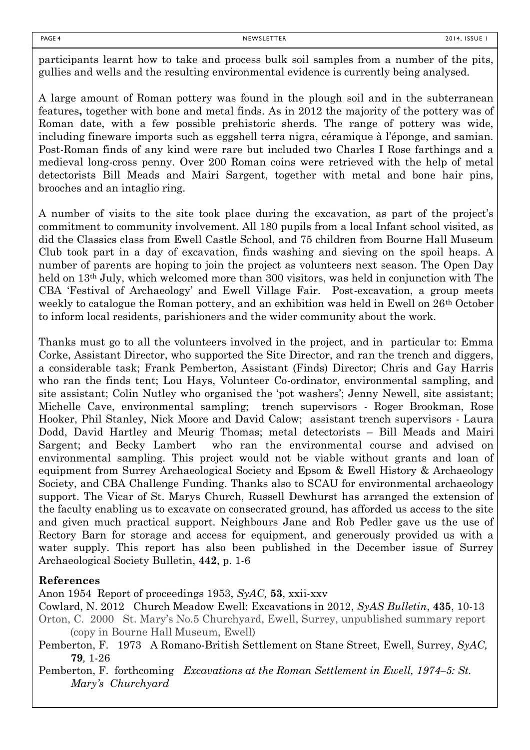participants learnt how to take and process bulk soil samples from a number of the pits, gullies and wells and the resulting environmental evidence is currently being analysed.

A large amount of Roman pottery was found in the plough soil and in the subterranean features**,** together with bone and metal finds. As in 2012 the majority of the pottery was of Roman date, with a few possible prehistoric sherds. The range of pottery was wide, including fineware imports such as eggshell terra nigra, céramique à l'éponge, and samian. Post-Roman finds of any kind were rare but included two Charles I Rose farthings and a medieval long-cross penny. Over 200 Roman coins were retrieved with the help of metal detectorists Bill Meads and Mairi Sargent, together with metal and bone hair pins, brooches and an intaglio ring.

A number of visits to the site took place during the excavation, as part of the project's commitment to community involvement. All 180 pupils from a local Infant school visited, as did the Classics class from Ewell Castle School, and 75 children from Bourne Hall Museum Club took part in a day of excavation, finds washing and sieving on the spoil heaps. A number of parents are hoping to join the project as volunteers next season. The Open Day held on 13th July, which welcomed more than 300 visitors, was held in conjunction with The CBA 'Festival of Archaeology' and Ewell Village Fair. Post-excavation, a group meets weekly to catalogue the Roman pottery, and an exhibition was held in Ewell on 26th October to inform local residents, parishioners and the wider community about the work.

Thanks must go to all the volunteers involved in the project, and in particular to: Emma Corke, Assistant Director, who supported the Site Director, and ran the trench and diggers, a considerable task; Frank Pemberton, Assistant (Finds) Director; Chris and Gay Harris who ran the finds tent; Lou Hays, Volunteer Co-ordinator, environmental sampling, and site assistant; Colin Nutley who organised the 'pot washers'; Jenny Newell, site assistant; Michelle Cave, environmental sampling; trench supervisors - Roger Brookman, Rose Hooker, Phil Stanley, Nick Moore and David Calow; assistant trench supervisors - Laura Dodd, David Hartley and Meurig Thomas; metal detectorists – Bill Meads and Mairi Sargent; and Becky Lambert who ran the environmental course and advised on environmental sampling. This project would not be viable without grants and loan of equipment from Surrey Archaeological Society and Epsom & Ewell History & Archaeology Society, and CBA Challenge Funding. Thanks also to SCAU for environmental archaeology support. The Vicar of St. Marys Church, Russell Dewhurst has arranged the extension of the faculty enabling us to excavate on consecrated ground, has afforded us access to the site and given much practical support. Neighbours Jane and Rob Pedler gave us the use of Rectory Barn for storage and access for equipment, and generously provided us with a water supply. This report has also been published in the December issue of Surrey Archaeological Society Bulletin, **442**, p. 1-6

**References**

Anon 1954 Report of proceedings 1953, *SyAC,* **53**, xxii-xxv

Cowlard, N. 2012 Church Meadow Ewell: Excavations in 2012, *SyAS Bulletin*, **435**, 10-13

Orton, C. 2000 St. Mary's No.5 Churchyard, Ewell, Surrey, unpublished summary report (copy in Bourne Hall Museum, Ewell)

Pemberton, F. 1973 A Romano-British Settlement on Stane Street, Ewell, Surrey, *SyAC,* **79***,* 1-26

Pemberton, F. forthcoming *Excavations at the Roman Settlement in Ewell, 1974–5: St. Mary's Churchyard*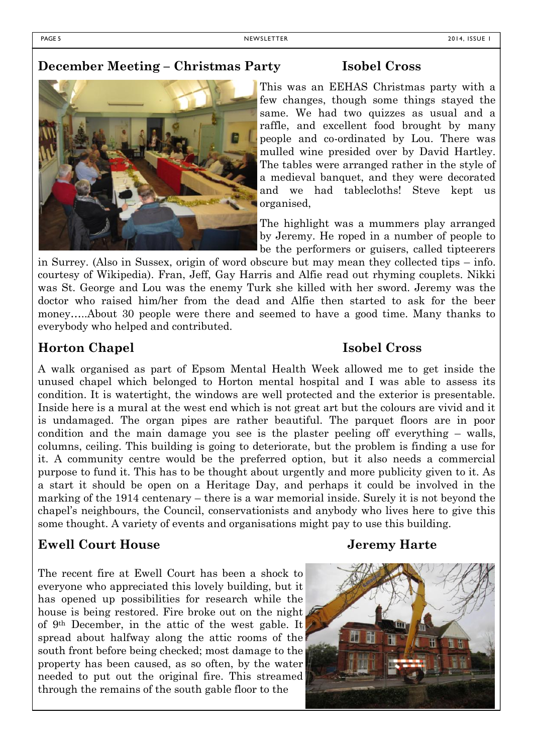## December Meeting – Christmas Party

**Isobel Cross**

This was an EEHAS Christmas party with a few changes, though some things stayed the same. We had two quizzes as usual and a raffle, and excellent food brought by many people and co-ordinated by Lou. There was mulled wine presided over by David Hartley. The tables were arranged rather in the style of a medieval banquet, and they were decorated and we had tablecloths! Steve kept us organised,

The highlight was a mummers play arranged by Jeremy. He roped in a number of people to be the performers or guisers, called tipteerers in Surrey. (Also in Sussex, origin of word obscure but may mean they collected tips – info. courtesy of Wikipedia). Fran, Jeff, Gay Harris and Alfie read out rhyming couplets. Nikki was St. George and Lou was the enemy Turk she killed with her sword. Jeremy was the doctor who raised him/her from the dead and Alfie then started to ask for the beer money…..About 30 people were there and seemed to have a good time. Many thanks to everybody who helped and contributed.

## Horton Chapel

**Isobel Cross**

A walk organised as part of Epsom Mental Health Week allowed me to get inside the unused chapel which belonged to Horton mental hospital and I was able to assess its condition. It is watertight, the windows are well protected and the exterior is presentable. Inside here is a mural at the west end which is not great art but the colours are vivid and it is undamaged. The organ pipes are rather beautiful. The parquet floors are in poor condition and the main damage you see is the plaster peeling off everything – walls, columns, ceiling. This building is going to deteriorate, but the problem is finding a use for it. A community centre would be the preferred option, but it also needs a commercial purpose to fund it. This has to be thought about urgently and more publicity given to it. As a start it should be open on a Heritage Day, and perhaps it could be involved in the marking of the 1914 centenary – there is a war memorial inside. Surely it is not beyond the chapel's neighbours, the Council, conservationists and anybody who lives here to give this some thought. A variety of events and organisations might pay to use this building.

## Ewell Court House

**Jeremy Harte**

The recent fire at Ewell Court has been a shock to everyone who appreciated this lovely building, but it has opened up possibilities for research while the house is being restored. Fire broke out on the night of 9th December, in the attic of the west gable. It spread about halfway along the attic rooms of the south front before being checked; most damage to the property has been caused, as so often, by the water needed to put out the original fire. This streamed through the remains of the south gable floor to the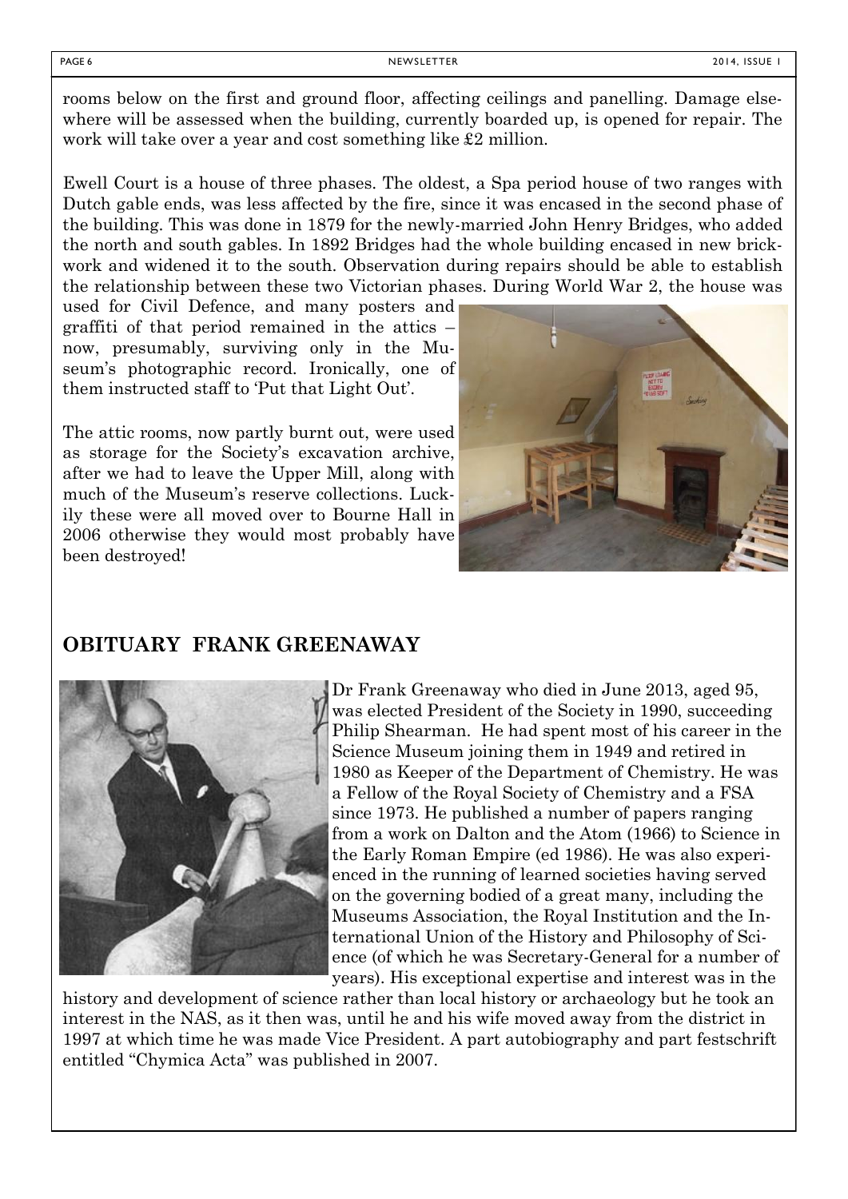rooms below on the first and ground floor, affecting ceilings and panelling. Damage elsewhere will be assessed when the building, currently boarded up, is opened for repair. The work will take over a year and cost something like £2 million.

Ewell Court is a house of three phases. The oldest, a Spa period house of two ranges with Dutch gable ends, was less affected by the fire, since it was encased in the second phase of the building. This was done in 1879 for the newly-married John Henry Bridges, who added the north and south gables. In 1892 Bridges had the whole building encased in new brickwork and widened it to the south. Observation during repairs should be able to establish the relationship between these two Victorian phases. During World War 2, the house was used for Civil Defence, and many posters and graffiti of that period remained in the attics – now, presumably, surviving only in the Museum's photographic record. Ironically, one of them instructed staff to 'Put that Light Out'.

The attic rooms, now partly burnt out, were used as storage for the Society's excavation archive, after we had to leave the Upper Mill, along with much of the Museum's reserve collections. Luckily these were all moved over to Bourne Hall in 2006 otherwise they would most probably have been destroyed!

## OBITUARY FRANK GREENAWAY

Dr Frank Greenaway who died in June 2013, aged 95, was elected President of the Society in 1990, succeeding Philip Shearman. He had spent most of his career in the Science Museum joining them in 1949 and retired in 1980 as Keeper of the Department of Chemistry. He was a Fellow of the Royal Society of Chemistry and a FSA since 1973. He published a number of papers ranging from a work on Dalton and the Atom (1966) to Science in the Early Roman Empire (ed 1986). He was also experienced in the running of learned societies having served on the governing bodied of a great many, including the Museums Association, the Royal Institution and the International Union of the History and Philosophy of Science (of which he was Secretary-General for a number of years). His exceptional expertise and interest was in the history and development of science rather than local history or archaeology but he took an interest in the NAS, as it then was, until he and his wife moved away from the district in 1997 at which time he was made Vice President. A part autobiography and part festschrift entitled "Chymica Acta" was published in 2007.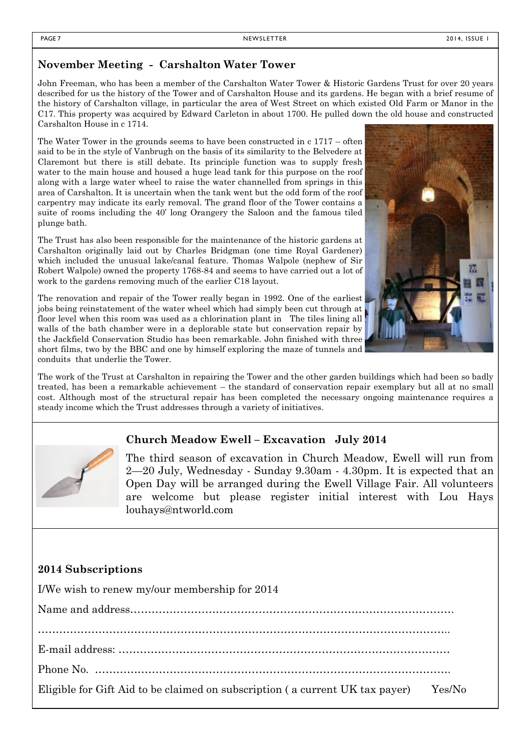## November Meeting - Carshalton Water Tower

John Freeman, who has been a member of the Carshalton Water Tower & Historic Gardens Trust for over 20 years described for us the history of the Tower and of Carshalton House and its gardens. He began with a brief resume of the history of Carshalton village, in particular the area of West Street on which existed Old Farm or Manor in the C17. This property was acquired by Edward Carleton in about 1700. He pulled down the old house and constructed Carshalton House in c 1714.

The Water Tower in the grounds seems to have been constructed in c 1717 – often said to be in the style of Vanbrugh on the basis of its similarity to the Belvedere at Claremont but there is still debate. Its principle function was to supply fresh water to the main house and housed a huge lead tank for this purpose on the roof along with a large water wheel to raise the water channelled from springs in this area of Carshalton. It is uncertain when the tank went but the odd form of the roof carpentry may indicate its early removal. The grand floor of the Tower contains a suite of rooms including the 40' long Orangery the Saloon and the famous tiled plunge bath.

The Trust has also been responsible for the maintenance of the historic gardens at Carshalton originally laid out by Charles Bridgman (one time Royal Gardener) which included the unusual lake/canal feature. Thomas Walpole (nephew of Sir Robert Walpole) owned the property 1768-84 and seems to have carried out a lot of work to the gardens removing much of the earlier C18 layout.

The renovation and repair of the Tower really began in 1992. One of the earliest jobs being reinstatement of the water wheel which had simply been cut through at floor level when this room was used as a chlorination plant in The tiles lining all walls of the bath chamber were in a deplorable state but conservation repair by the Jackfield Conservation Studio has been remarkable. John finished with three short films, two by the BBC and one by himself exploring the maze of tunnels and conduits that underlie the Tower.

The work of the Trust at Carshalton in repairing the Tower and the other garden buildings which had been so badly treated, has been a remarkable achievement – the standard of conservation repair exemplary but all at no small cost. Although most of the structural repair has been completed the necessary ongoing maintenance requires a steady income which the Trust addresses through a variety of initiatives.

## Church Meadow Ewell – Excavation July 2014

The third season of excavation in Church Meadow, Ewell will run from 2—20 July, Wednesday - Sunday 9.30am - 4.30pm. It is expected that an Open Day will be arranged during the Ewell Village Fair. All volunteers are welcome but please register initial interest with Lou Hays louhays@ntworld.com

## 2014 Subscriptions

I/We wish to renew my/our membership for 2014

Name and address.........................................................................................

...................................................................................................................

E-mail address: ...........................................................................................

Phone No. ...................................................................................................

Eligible for Gift Aid to be claimed on subscription ( a current UK tax payer) Yes/No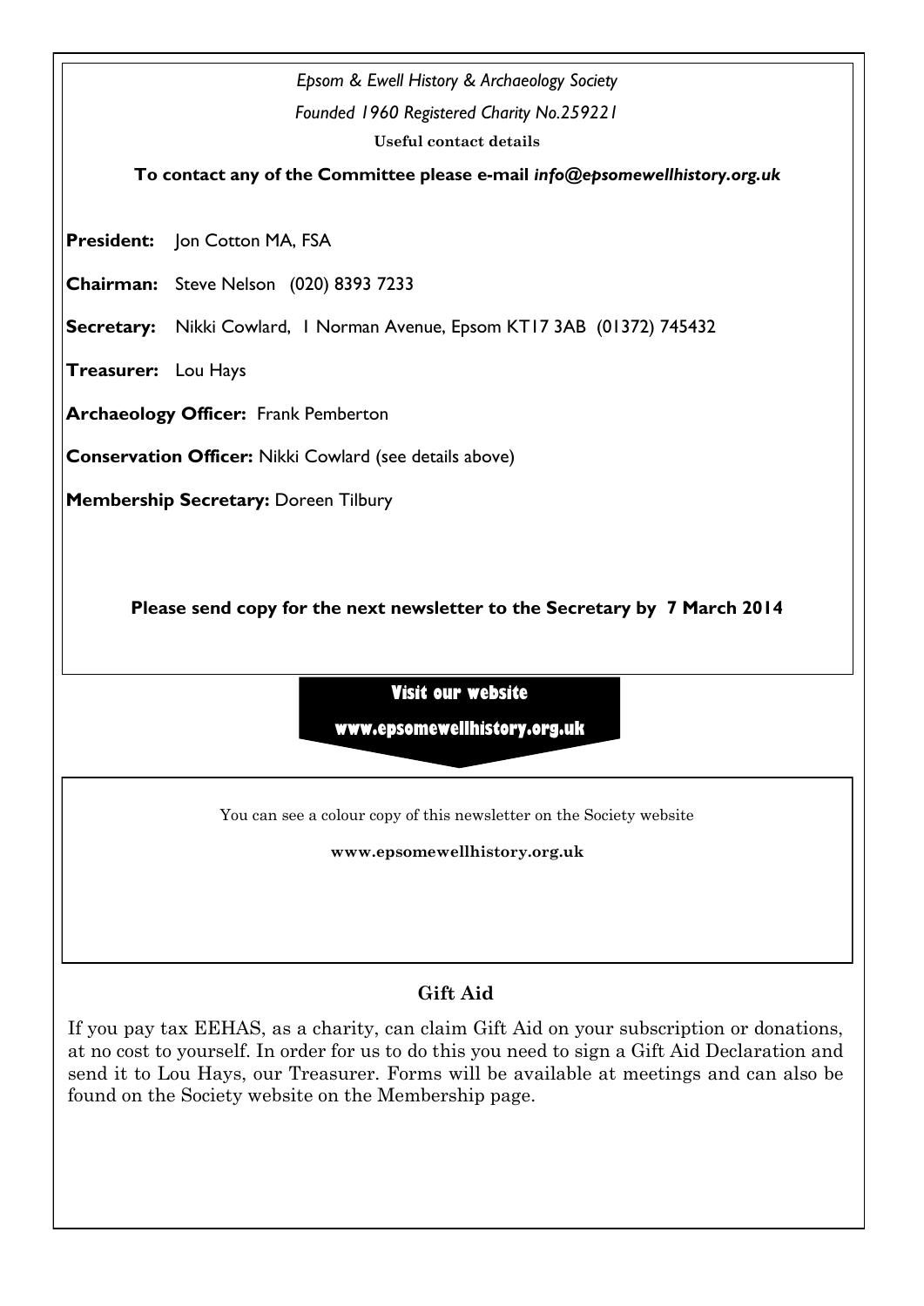*Epsom & Ewell History & Archaeology Society*

*Founded 1960 Registered Charity No.259221*

**Useful contact details**

**To contact any of the Committee please e-mail *info@epsomewellhistory.org.uk***

**President:** Jon Cotton MA, FSA

**Chairman:** Steve Nelson (020) 8393 7233

**Secretary:** Nikki Cowlard, 1 Norman Avenue, Epsom KT17 3AB (01372) 745432

**Treasurer:** Lou Hays

**Archaeology Officer:** Frank Pemberton

**Conservation Officer:** Nikki Cowlard (see details above)

**Membership Secretary:** Doreen Tilbury

**Please send copy for the next newsletter to the Secretary by 7 March 2014**

**Visit our website**

**www.epsomewellhistory.org.uk**

You can see a colour copy of this newsletter on the Society website

**www.epsomewellhistory.org.uk**

## Gift Aid

If you pay tax EEHAS, as a charity, can claim Gift Aid on your subscription or donations, at no cost to yourself. In order for us to do this you need to sign a Gift Aid Declaration and send it to Lou Hays, our Treasurer. Forms will be available at meetings and can also be found on the Society website on the Membership page.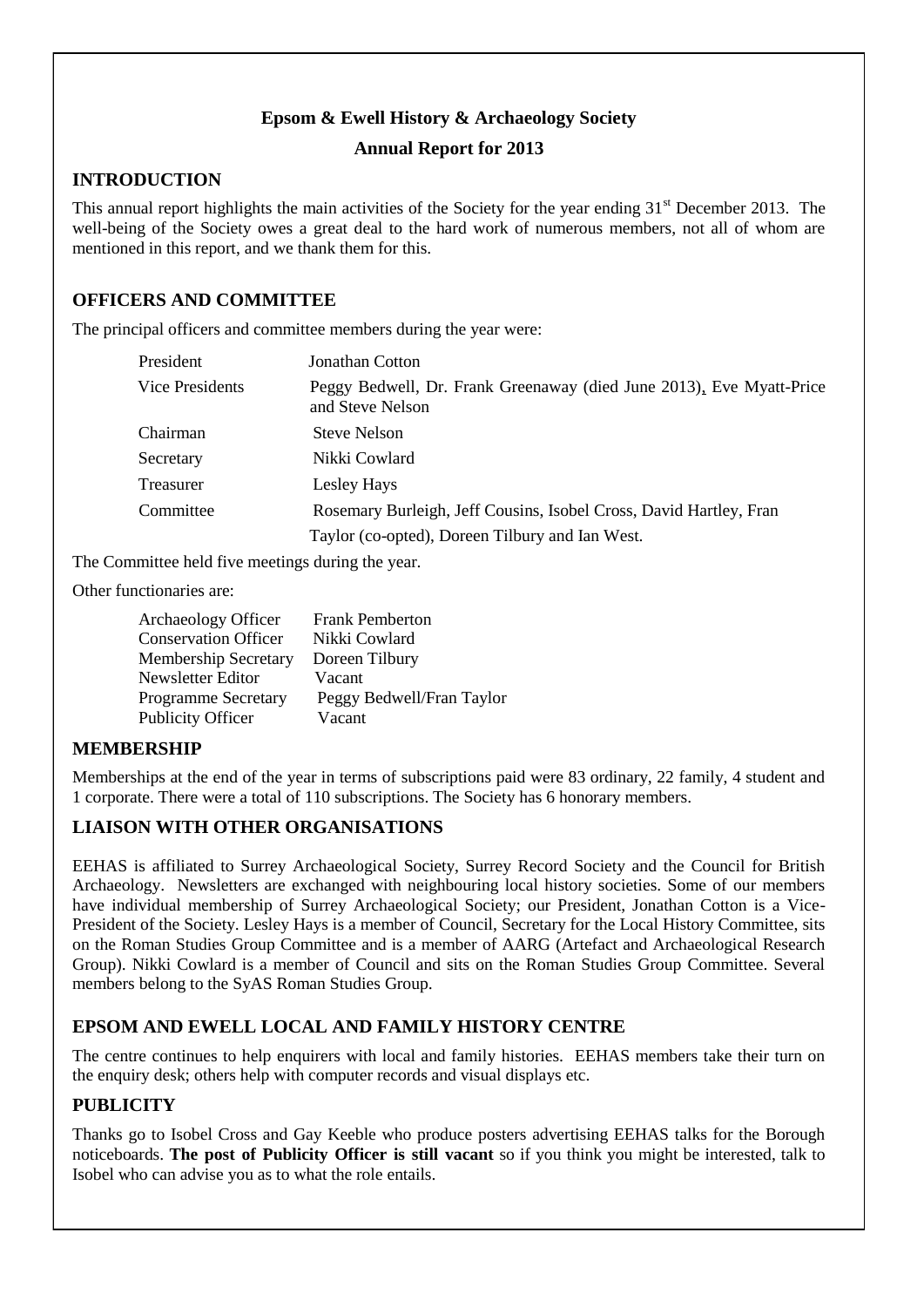**Epsom & Ewell History & Archaeology Society**

**Annual Report for 2013**

## INTRODUCTION

This annual report highlights the main activities of the Society for the year ending 31st December 2013. The well-being of the Society owes a great deal to the hard work of numerous members, not all of whom are mentioned in this report, and we thank them for this.

## OFFICERS AND COMMITTEE

The principal officers and committee members during the year were:

| | |
|---|---|
| President | Jonathan Cotton |
| Vice Presidents | Peggy Bedwell, Dr. Frank Greenaway (died June 2013), Eve Myatt-Price and Steve Nelson |
| Chairman | Steve Nelson |
| Secretary | Nikki Cowlard |
| Treasurer | Lesley Hays |
| Committee | Rosemary Burleigh, Jeff Cousins, Isobel Cross, David Hartley, Fran Taylor (co-opted), Doreen Tilbury and Ian West. |

The Committee held five meetings during the year.

Other functionaries are:

| | |
|---|---|
| Archaeology Officer | Frank Pemberton |
| Conservation Officer | Nikki Cowlard |
| Membership Secretary | Doreen Tilbury |
| Newsletter Editor | Vacant |
| Programme Secretary | Peggy Bedwell/Fran Taylor |
| Publicity Officer | Vacant |

## MEMBERSHIP

Memberships at the end of the year in terms of subscriptions paid were 83 ordinary, 22 family, 4 student and 1 corporate. There were a total of 110 subscriptions. The Society has 6 honorary members.

## LIAISON WITH OTHER ORGANISATIONS

EEHAS is affiliated to Surrey Archaeological Society, Surrey Record Society and the Council for British Archaeology. Newsletters are exchanged with neighbouring local history societies. Some of our members have individual membership of Surrey Archaeological Society; our President, Jonathan Cotton is a Vice-President of the Society. Lesley Hays is a member of Council, Secretary for the Local History Committee, sits on the Roman Studies Group Committee and is a member of AARG (Artefact and Archaeological Research Group). Nikki Cowlard is a member of Council and sits on the Roman Studies Group Committee. Several members belong to the SyAS Roman Studies Group.

## EPSOM AND EWELL LOCAL AND FAMILY HISTORY CENTRE

The centre continues to help enquirers with local and family histories. EEHAS members take their turn on the enquiry desk; others help with computer records and visual displays etc.

## PUBLICITY

Thanks go to Isobel Cross and Gay Keeble who produce posters advertising EEHAS talks for the Borough noticeboards. **The post of Publicity Officer is still vacant** so if you think you might be interested, talk to Isobel who can advise you as to what the role entails.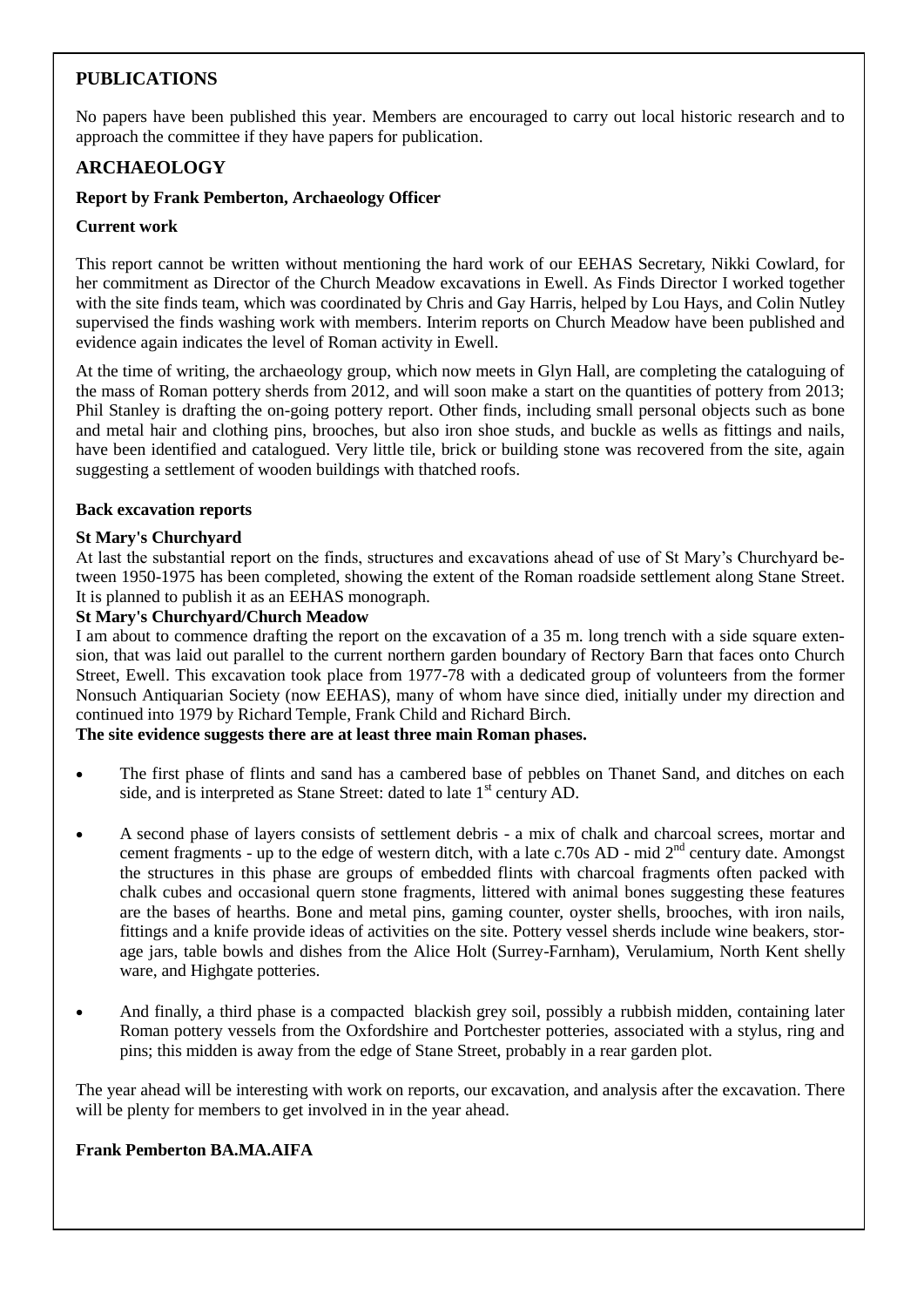## PUBLICATIONS

No papers have been published this year. Members are encouraged to carry out local historic research and to approach the committee if they have papers for publication.

## ARCHAEOLOGY

**Report by Frank Pemberton, Archaeology Officer**

**Current work**

This report cannot be written without mentioning the hard work of our EEHAS Secretary, Nikki Cowlard, for her commitment as Director of the Church Meadow excavations in Ewell. As Finds Director I worked together with the site finds team, which was coordinated by Chris and Gay Harris, helped by Lou Hays, and Colin Nutley supervised the finds washing work with members. Interim reports on Church Meadow have been published and evidence again indicates the level of Roman activity in Ewell.

At the time of writing, the archaeology group, which now meets in Glyn Hall, are completing the cataloguing of the mass of Roman pottery sherds from 2012, and will soon make a start on the quantities of pottery from 2013; Phil Stanley is drafting the on-going pottery report. Other finds, including small personal objects such as bone and metal hair and clothing pins, brooches, but also iron shoe studs, and buckle as wells as fittings and nails, have been identified and catalogued. Very little tile, brick or building stone was recovered from the site, again suggesting a settlement of wooden buildings with thatched roofs.

**Back excavation reports**

**St Mary's Churchyard**

At last the substantial report on the finds, structures and excavations ahead of use of St Mary's Churchyard between 1950-1975 has been completed, showing the extent of the Roman roadside settlement along Stane Street. It is planned to publish it as an EEHAS monograph.

**St Mary's Churchyard/Church Meadow**

I am about to commence drafting the report on the excavation of a 35 m. long trench with a side square extension, that was laid out parallel to the current northern garden boundary of Rectory Barn that faces onto Church Street, Ewell. This excavation took place from 1977-78 with a dedicated group of volunteers from the former Nonsuch Antiquarian Society (now EEHAS), many of whom have since died, initially under my direction and continued into 1979 by Richard Temple, Frank Child and Richard Birch.

**The site evidence suggests there are at least three main Roman phases.**

- The first phase of flints and sand has a cambered base of pebbles on Thanet Sand, and ditches on each side, and is interpreted as Stane Street: dated to late 1st century AD.

- A second phase of layers consists of settlement debris - a mix of chalk and charcoal screes, mortar and cement fragments - up to the edge of western ditch, with a late c.70s AD - mid 2nd century date. Amongst the structures in this phase are groups of embedded flints with charcoal fragments often packed with chalk cubes and occasional quern stone fragments, littered with animal bones suggesting these features are the bases of hearths. Bone and metal pins, gaming counter, oyster shells, brooches, with iron nails, fittings and a knife provide ideas of activities on the site. Pottery vessel sherds include wine beakers, storage jars, table bowls and dishes from the Alice Holt (Surrey-Farnham), Verulamium, North Kent shelly ware, and Highgate potteries.

- And finally, a third phase is a compacted blackish grey soil, possibly a rubbish midden, containing later Roman pottery vessels from the Oxfordshire and Portchester potteries, associated with a stylus, ring and pins; this midden is away from the edge of Stane Street, probably in a rear garden plot.

The year ahead will be interesting with work on reports, our excavation, and analysis after the excavation. There will be plenty for members to get involved in in the year ahead.

**Frank Pemberton BA.MA.AIFA**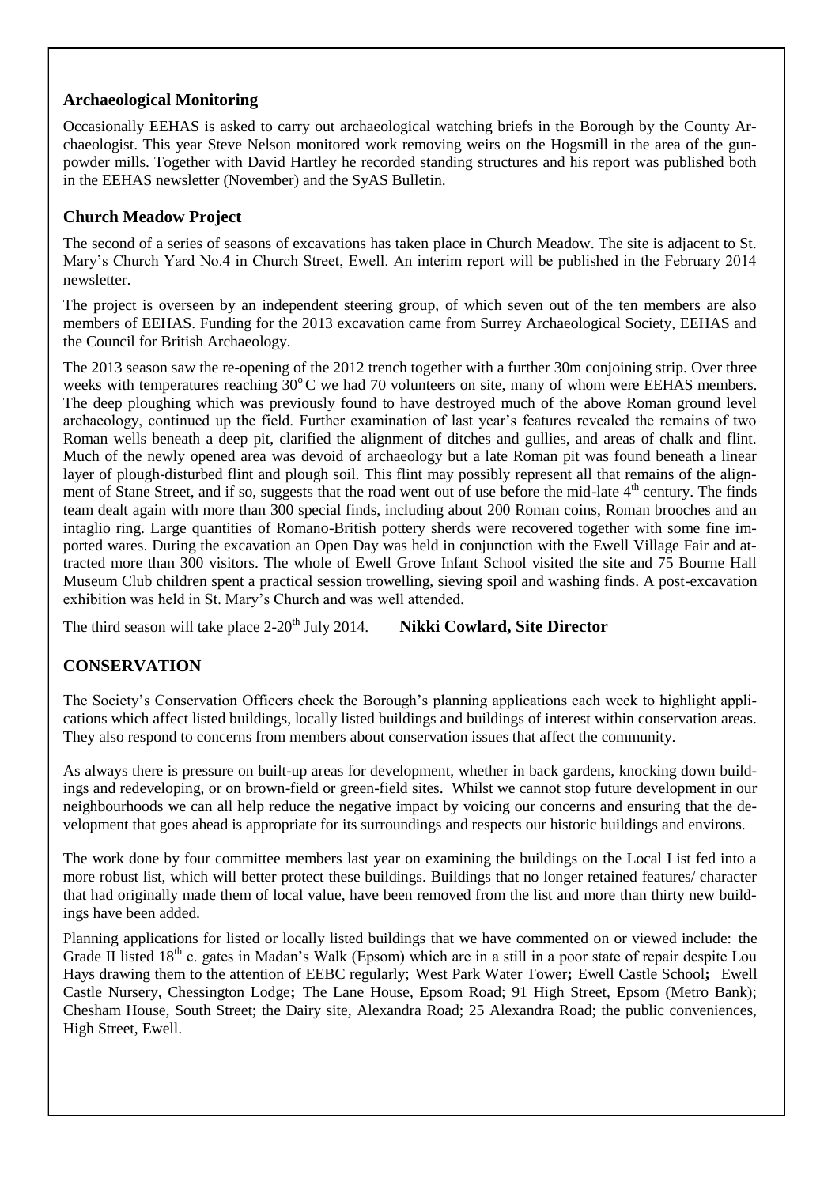### Archaeological Monitoring

Occasionally EEHAS is asked to carry out archaeological watching briefs in the Borough by the County Archaeologist. This year Steve Nelson monitored work removing weirs on the Hogsmill in the area of the gunpowder mills. Together with David Hartley he recorded standing structures and his report was published both in the EEHAS newsletter (November) and the SyAS Bulletin.

### Church Meadow Project

The second of a series of seasons of excavations has taken place in Church Meadow. The site is adjacent to St. Mary's Church Yard No.4 in Church Street, Ewell. An interim report will be published in the February 2014 newsletter.

The project is overseen by an independent steering group, of which seven out of the ten members are also members of EEHAS. Funding for the 2013 excavation came from Surrey Archaeological Society, EEHAS and the Council for British Archaeology.

The 2013 season saw the re-opening of the 2012 trench together with a further 30m conjoining strip. Over three weeks with temperatures reaching 30°C we had 70 volunteers on site, many of whom were EEHAS members. The deep ploughing which was previously found to have destroyed much of the above Roman ground level archaeology, continued up the field. Further examination of last year's features revealed the remains of two Roman wells beneath a deep pit, clarified the alignment of ditches and gullies, and areas of chalk and flint. Much of the newly opened area was devoid of archaeology but a late Roman pit was found beneath a linear layer of plough-disturbed flint and plough soil. This flint may possibly represent all that remains of the alignment of Stane Street, and if so, suggests that the road went out of use before the mid-late 4th century. The finds team dealt again with more than 300 special finds, including about 200 Roman coins, Roman brooches and an intaglio ring. Large quantities of Romano-British pottery sherds were recovered together with some fine imported wares. During the excavation an Open Day was held in conjunction with the Ewell Village Fair and attracted more than 300 visitors. The whole of Ewell Grove Infant School visited the site and 75 Bourne Hall Museum Club children spent a practical session trowelling, sieving spoil and washing finds. A post-excavation exhibition was held in St. Mary's Church and was well attended.

The third season will take place 2-20th July 2014. **Nikki Cowlard, Site Director**

## CONSERVATION

The Society's Conservation Officers check the Borough's planning applications each week to highlight applications which affect listed buildings, locally listed buildings and buildings of interest within conservation areas. They also respond to concerns from members about conservation issues that affect the community.

As always there is pressure on built-up areas for development, whether in back gardens, knocking down buildings and redeveloping, or on brown-field or green-field sites. Whilst we cannot stop future development in our neighbourhoods we can all help reduce the negative impact by voicing our concerns and ensuring that the development that goes ahead is appropriate for its surroundings and respects our historic buildings and environs.

The work done by four committee members last year on examining the buildings on the Local List fed into a more robust list, which will better protect these buildings. Buildings that no longer retained features/ character that had originally made them of local value, have been removed from the list and more than thirty new buildings have been added.

Planning applications for listed or locally listed buildings that we have commented on or viewed include: the Grade II listed 18th c. gates in Madan's Walk (Epsom) which are in a still in a poor state of repair despite Lou Hays drawing them to the attention of EEBC regularly; West Park Water Tower**;** Ewell Castle School**;** Ewell Castle Nursery, Chessington Lodge**;** The Lane House, Epsom Road; 91 High Street, Epsom (Metro Bank); Chesham House, South Street; the Dairy site, Alexandra Road; 25 Alexandra Road; the public conveniences, High Street, Ewell.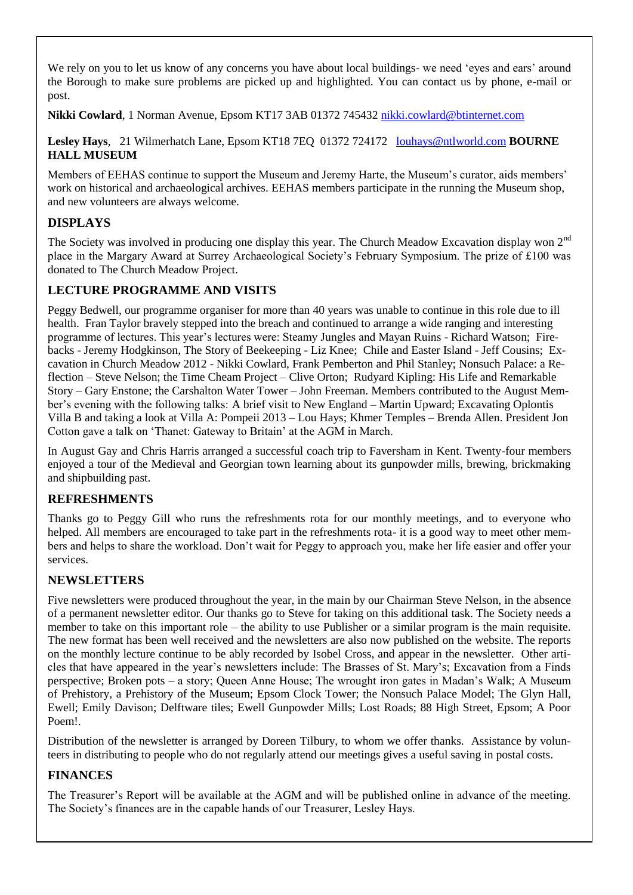We rely on you to let us know of any concerns you have about local buildings- we need 'eyes and ears' around the Borough to make sure problems are picked up and highlighted. You can contact us by phone, e-mail or post.

**Nikki Cowlard**, 1 Norman Avenue, Epsom KT17 3AB 01372 745432 nikki.cowlard@btinternet.com

**Lesley Hays**, 21 Wilmerhatch Lane, Epsom KT18 7EQ 01372 724172 louhays@ntlworld.com

## BOURNE HALL MUSEUM

Members of EEHAS continue to support the Museum and Jeremy Harte, the Museum's curator, aids members' work on historical and archaeological archives. EEHAS members participate in the running the Museum shop, and new volunteers are always welcome.

## DISPLAYS

The Society was involved in producing one display this year. The Church Meadow Excavation display won 2nd place in the Margary Award at Surrey Archaeological Society's February Symposium. The prize of £100 was donated to The Church Meadow Project.

## LECTURE PROGRAMME AND VISITS

Peggy Bedwell, our programme organiser for more than 40 years was unable to continue in this role due to ill health. Fran Taylor bravely stepped into the breach and continued to arrange a wide ranging and interesting programme of lectures. This year's lectures were: Steamy Jungles and Mayan Ruins - Richard Watson; Firebacks - Jeremy Hodgkinson, The Story of Beekeeping - Liz Knee; Chile and Easter Island - Jeff Cousins; Excavation in Church Meadow 2012 - Nikki Cowlard, Frank Pemberton and Phil Stanley; Nonsuch Palace: a Reflection – Steve Nelson; the Time Cheam Project – Clive Orton; Rudyard Kipling: His Life and Remarkable Story – Gary Enstone; the Carshalton Water Tower – John Freeman. Members contributed to the August Member's evening with the following talks: A brief visit to New England – Martin Upward; Excavating Oplontis Villa B and taking a look at Villa A: Pompeii 2013 – Lou Hays; Khmer Temples – Brenda Allen. President Jon Cotton gave a talk on 'Thanet: Gateway to Britain' at the AGM in March.

In August Gay and Chris Harris arranged a successful coach trip to Faversham in Kent. Twenty-four members enjoyed a tour of the Medieval and Georgian town learning about its gunpowder mills, brewing, brickmaking and shipbuilding past.

## REFRESHMENTS

Thanks go to Peggy Gill who runs the refreshments rota for our monthly meetings, and to everyone who helped. All members are encouraged to take part in the refreshments rota- it is a good way to meet other members and helps to share the workload. Don't wait for Peggy to approach you, make her life easier and offer your services.

## NEWSLETTERS

Five newsletters were produced throughout the year, in the main by our Chairman Steve Nelson, in the absence of a permanent newsletter editor. Our thanks go to Steve for taking on this additional task. The Society needs a member to take on this important role – the ability to use Publisher or a similar program is the main requisite. The new format has been well received and the newsletters are also now published on the website. The reports on the monthly lecture continue to be ably recorded by Isobel Cross, and appear in the newsletter. Other articles that have appeared in the year's newsletters include: The Brasses of St. Mary's; Excavation from a Finds perspective; Broken pots – a story; Queen Anne House; The wrought iron gates in Madan's Walk; A Museum of Prehistory, a Prehistory of the Museum; Epsom Clock Tower; the Nonsuch Palace Model; The Glyn Hall, Ewell; Emily Davison; Delftware tiles; Ewell Gunpowder Mills; Lost Roads; 88 High Street, Epsom; A Poor Poem!.

Distribution of the newsletter is arranged by Doreen Tilbury, to whom we offer thanks. Assistance by volunteers in distributing to people who do not regularly attend our meetings gives a useful saving in postal costs.

## FINANCES

The Treasurer's Report will be available at the AGM and will be published online in advance of the meeting. The Society's finances are in the capable hands of our Treasurer, Lesley Hays.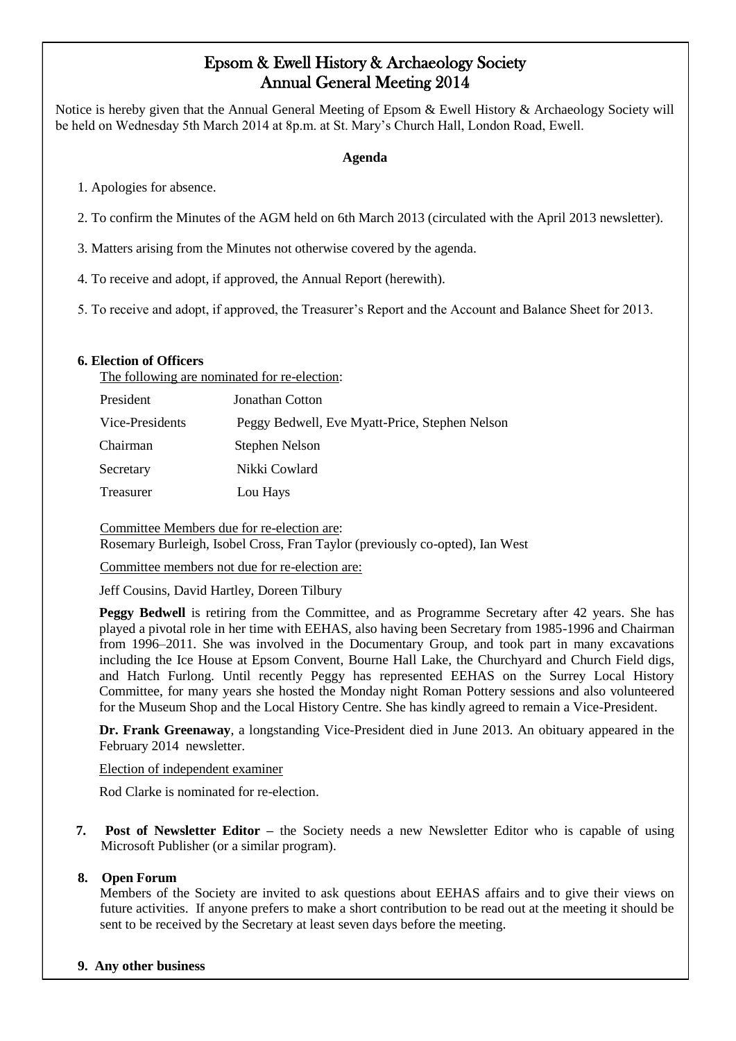# Epsom & Ewell History & Archaeology Society
# Annual General Meeting 2014

Notice is hereby given that the Annual General Meeting of Epsom & Ewell History & Archaeology Society will be held on Wednesday 5th March 2014 at 8p.m. at St. Mary's Church Hall, London Road, Ewell.

**Agenda**

1. Apologies for absence.

2. To confirm the Minutes of the AGM held on 6th March 2013 (circulated with the April 2013 newsletter).

3. Matters arising from the Minutes not otherwise covered by the agenda.

4. To receive and adopt, if approved, the Annual Report (herewith).

5. To receive and adopt, if approved, the Treasurer's Report and the Account and Balance Sheet for 2013.

**6. Election of Officers**

The following are nominated for re-election:

| | |
|---|---|
| President | Jonathan Cotton |
| Vice-Presidents | Peggy Bedwell, Eve Myatt-Price, Stephen Nelson |
| Chairman | Stephen Nelson |
| Secretary | Nikki Cowlard |
| Treasurer | Lou Hays |

Committee Members due for re-election are:
Rosemary Burleigh, Isobel Cross, Fran Taylor (previously co-opted), Ian West

Committee members not due for re-election are:

Jeff Cousins, David Hartley, Doreen Tilbury

**Peggy Bedwell** is retiring from the Committee, and as Programme Secretary after 42 years. She has played a pivotal role in her time with EEHAS, also having been Secretary from 1985-1996 and Chairman from 1996–2011. She was involved in the Documentary Group, and took part in many excavations including the Ice House at Epsom Convent, Bourne Hall Lake, the Churchyard and Church Field digs, and Hatch Furlong. Until recently Peggy has represented EEHAS on the Surrey Local History Committee, for many years she hosted the Monday night Roman Pottery sessions and also volunteered for the Museum Shop and the Local History Centre. She has kindly agreed to remain a Vice-President.

**Dr. Frank Greenaway**, a longstanding Vice-President died in June 2013. An obituary appeared in the February 2014 newsletter.

Election of independent examiner

Rod Clarke is nominated for re-election.

7. **Post of Newsletter Editor –** the Society needs a new Newsletter Editor who is capable of using Microsoft Publisher (or a similar program).

**8. Open Forum**

Members of the Society are invited to ask questions about EEHAS affairs and to give their views on future activities. If anyone prefers to make a short contribution to be read out at the meeting it should be sent to be received by the Secretary at least seven days before the meeting.

**9. Any other business**